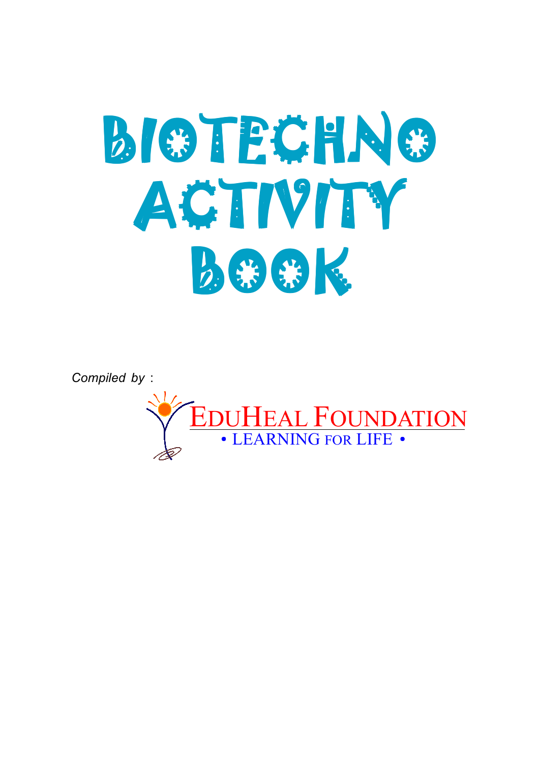# BIOTECHNO ACTIVITY BOOK

*Compiled by* :

EDUHEAL FOUNDATION

• LEARNING FOR LIFE •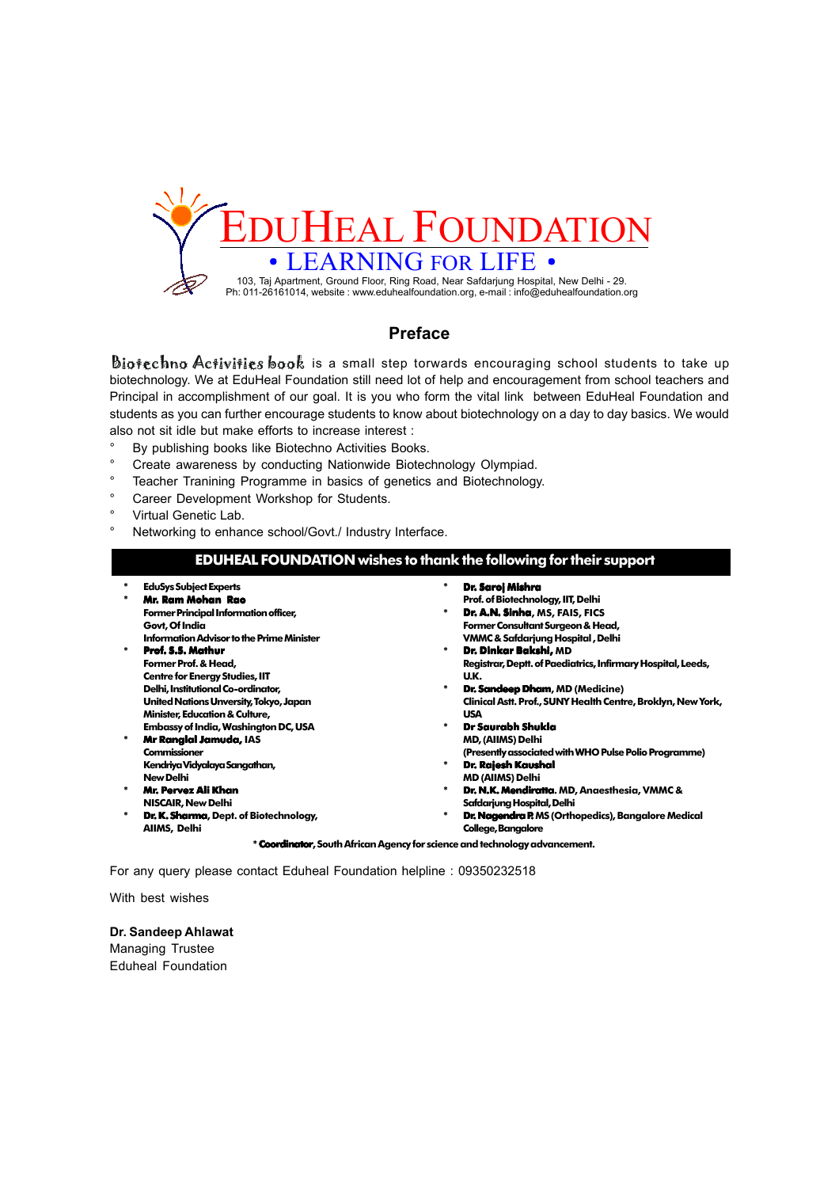# EDUHEAL FOUNDATION

**• LEARNING FOR LIFE •**

103, Taj Apartment, Ground Floor, Ring Road, Near Safdarjung Hospital, New Delhi - 29.
Ph: 011-26161014, website : www.eduhealfoundation.org, e-mail : info@eduhealfoundation.org

## Preface

Biotechno Activities book is a small step torwards encouraging school students to take up biotechnology. We at EduHeal Foundation still need lot of help and encouragement from school teachers and Principal in accomplishment of our goal. It is you who form the vital link between EduHeal Foundation and students as you can further encourage students to know about biotechnology on a day to day basics. We would also not sit idle but make efforts to increase interest :

- By publishing books like Biotechno Activities Books.
- Create awareness by conducting Nationwide Biotechnology Olympiad.
- Teacher Tranining Programme in basics of genetics and Biotechnology.
- Career Development Workshop for Students.
- Virtual Genetic Lab.
- Networking to enhance school/Govt./ Industry Interface.

**EDUHEAL FOUNDATION wishes to thank the following for their support**

- **EduSys Subject Experts**
- **Mr. Ram Mohan Rao**
  Former Principal Information officer,
  Govt, Of India
  Information Advisor to the Prime Minister
- **Prof. S.S. Mathur**
  Former Prof. & Head,
  Centre for Energy Studies, IIT
  Delhi, Institutional Co-ordinator,
  United Nations Unversity, Tokyo, Japan
  Minister, Education & Culture,
  Embassy of India, Washington DC, USA
- **Mr Ranglal Jamuda,** IAS
  Commissioner
  Kendriya Vidyalaya Sangathan,
  New Delhi
- **Mr. Pervez Ali Khan**
  NISCAIR, New Delhi
- **Dr. K. Sharma**, Dept. of Biotechnology,
  AIIMS, Delhi
- **Dr. Saroj Mishra**
  Prof. of Biotechnology, IIT, Delhi
- **Dr. A.N. Sinha,** MS, FAIS, FICS
  Former Consultant Surgeon & Head,
  VMMC & Safdarjung Hospital , Delhi
- **Dr. Dinkar Bakshi,** MD
  Registrar, Deptt. of Paediatrics, Infirmary Hospital, Leeds,
  U.K.
- **Dr. Sandeep Dham,** MD (Medicine)
  Clinical Astt. Prof., SUNY Health Centre, Broklyn, New York,
  USA
- **Dr Saurabh Shukla**
  MD, (AIIMS) Delhi
  (Presently associated with WHO Pulse Polio Programme)
- **Dr. Rajesh Kaushal**
  MD (AIIMS) Delhi
- **Dr. N.K. Mendiratta**. MD, Anaesthesia, VMMC &
  Safdarjung Hospital, Delhi
- **Dr. Nagendra P.** MS (Orthopedics), Bangalore Medical
  College, Bangalore

* **Coordinator**, South African Agency for science and technology advancement.

For any query please contact Eduheal Foundation helpline : 09350232518

With best wishes

**Dr. Sandeep Ahlawat**
Managing Trustee
Eduheal Foundation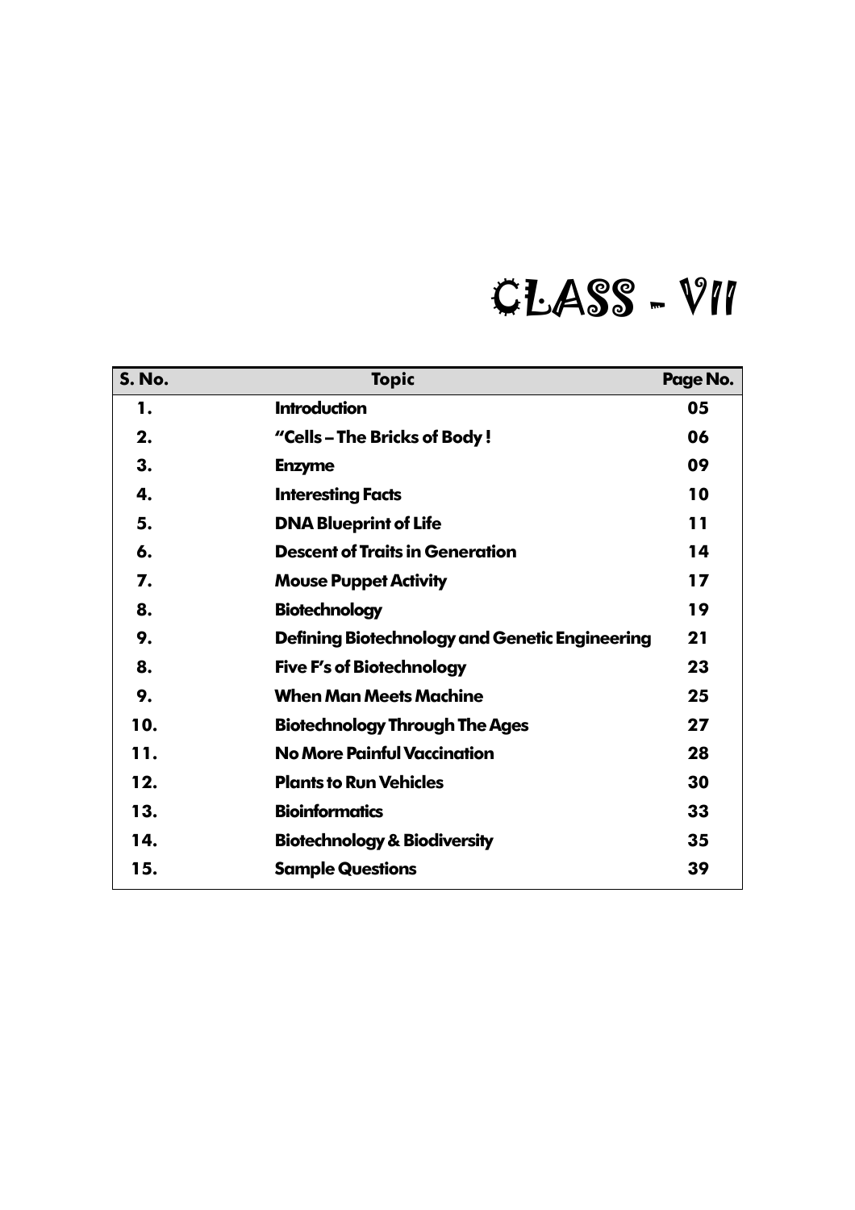# CLASS - VII

| S. No. | Topic | Page No. |
|---|---|---|
| 1. | Introduction | 05 |
| 2. | "Cells – The Bricks of Body ! | 06 |
| 3. | Enzyme | 09 |
| 4. | Interesting Facts | 10 |
| 5. | DNA Blueprint of Life | 11 |
| 6. | Descent of Traits in Generation | 14 |
| 7. | Mouse Puppet Activity | 17 |
| 8. | Biotechnology | 19 |
| 9. | Defining Biotechnology and Genetic Engineering | 21 |
| 8. | Five F's of Biotechnology | 23 |
| 9. | When Man Meets Machine | 25 |
| 10. | Biotechnology Through The Ages | 27 |
| 11. | No More Painful Vaccination | 28 |
| 12. | Plants to Run Vehicles | 30 |
| 13. | Bioinformatics | 33 |
| 14. | Biotechnology & Biodiversity | 35 |
| 15. | Sample Questions | 39 |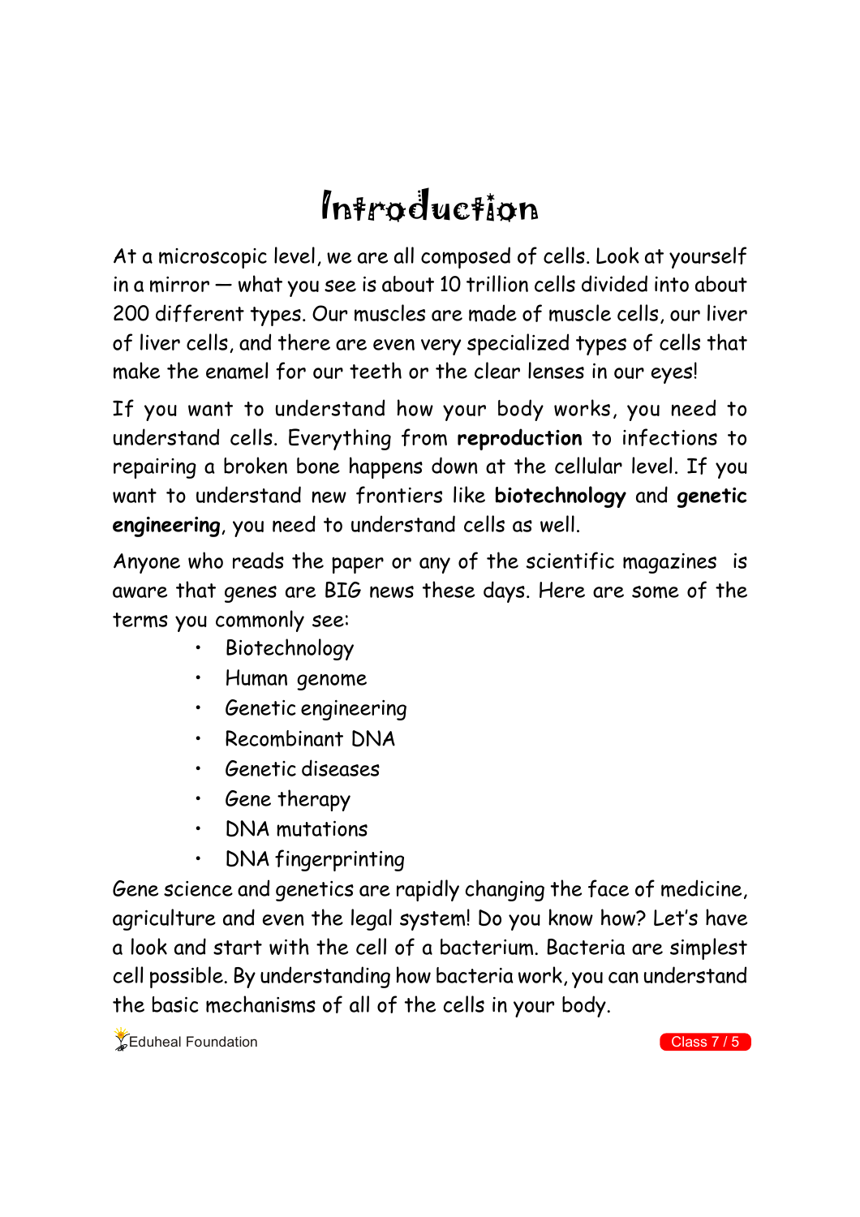# Introduction

At a microscopic level, we are all composed of cells. Look at yourself in a mirror — what you see is about 10 trillion cells divided into about 200 different types. Our muscles are made of muscle cells, our liver of liver cells, and there are even very specialized types of cells that make the enamel for our teeth or the clear lenses in our eyes!

If you want to understand how your body works, you need to understand cells. Everything from **reproduction** to infections to repairing a broken bone happens down at the cellular level. If you want to understand new frontiers like **biotechnology** and ***genetic* engineering**, you need to understand cells as well.

Anyone who reads the paper or any of the scientific magazines is aware that genes are BIG news these days. Here are some of the terms you commonly see:

- Biotechnology
- Human genome
- Genetic engineering
- Recombinant DNA
- Genetic diseases
- Gene therapy
- DNA mutations
- DNA fingerprinting

Gene science and genetics are rapidly changing the face of medicine, agriculture and even the legal system! Do you know how? Let's have a look and start with the cell of a bacterium. Bacteria are simplest cell possible. By understanding how bacteria work, you can understand the basic mechanisms of all of the cells in your body.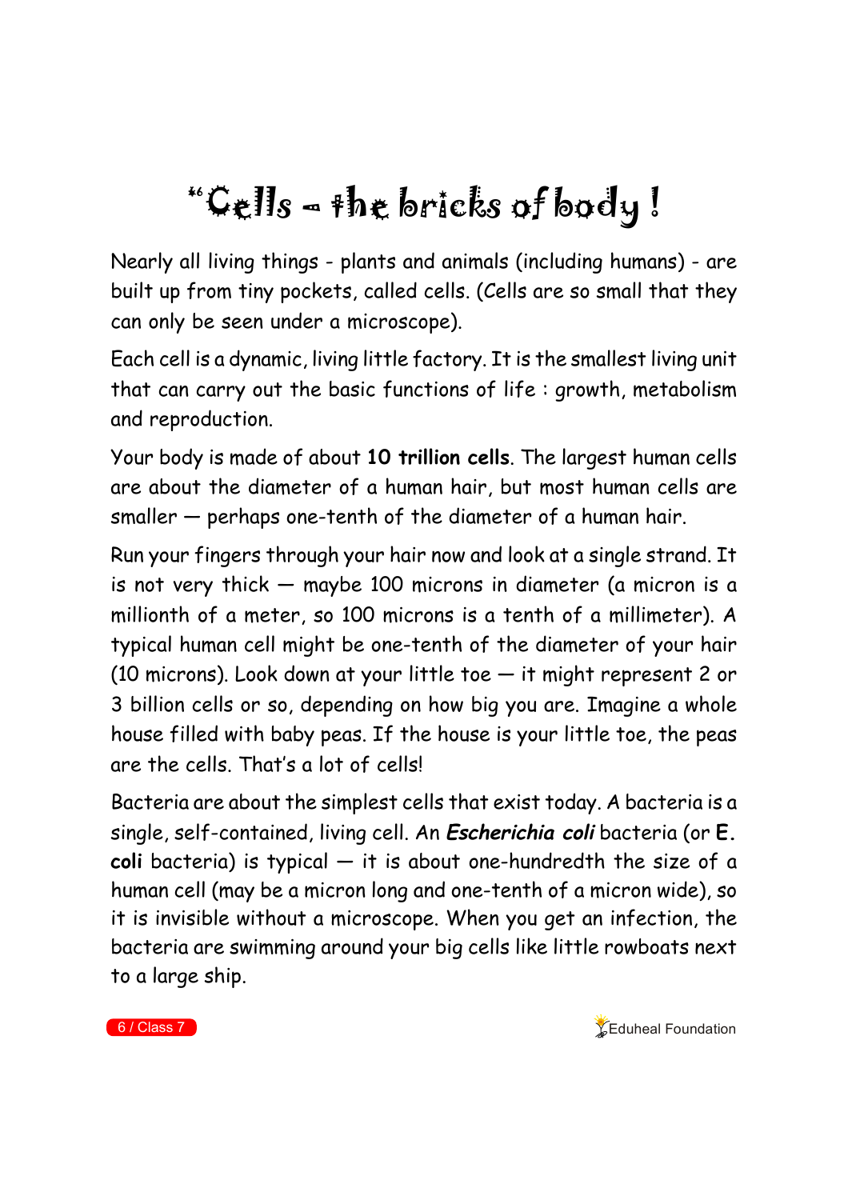# "Cells – the bricks of body !

Nearly all living things - plants and animals (including humans) - are built up from tiny pockets, called cells. (Cells are so small that they can only be seen under a microscope).

Each cell is a dynamic, living little factory. It is the smallest living unit that can carry out the basic functions of life : growth, metabolism and reproduction.

Your body is made of about **10 trillion cells**. The largest human cells are about the diameter of a human hair, but most human cells are smaller — perhaps one-tenth of the diameter of a human hair.

Run your fingers through your hair now and look at a single strand. It is not very thick — maybe 100 microns in diameter (a micron is a millionth of a meter, so 100 microns is a tenth of a millimeter). A typical human cell might be one-tenth of the diameter of your hair (10 microns). Look down at your little toe — it might represent 2 or 3 billion cells or so, depending on how big you are. Imagine a whole house filled with baby peas. If the house is your little toe, the peas are the cells. That's a lot of cells!

Bacteria are about the simplest cells that exist today. A bacteria is a single, self-contained, living cell. An ***Escherichia coli*** bacteria (or **E. coli** bacteria) is typical — it is about one-hundredth the size of a human cell (may be a micron long and one-tenth of a micron wide), so it is invisible without a microscope. When you get an infection, the bacteria are swimming around your big cells like little rowboats next to a large ship.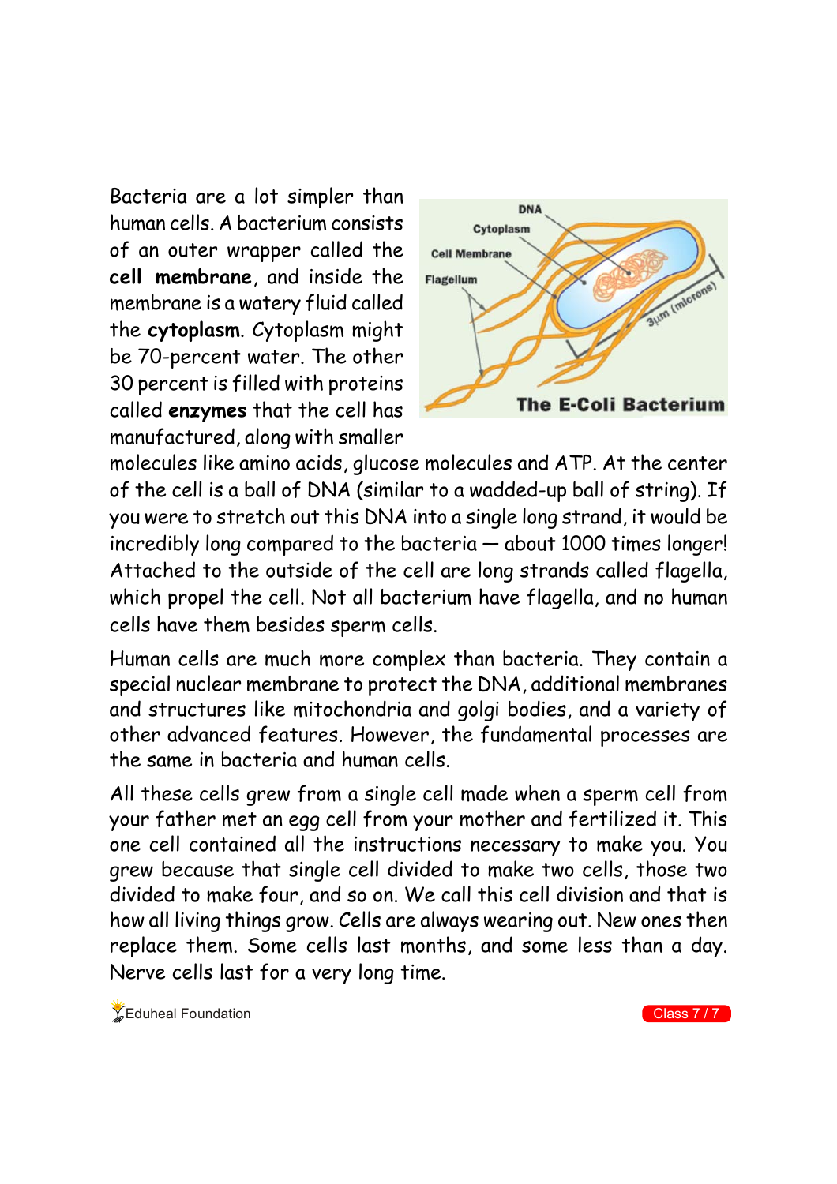Bacteria are a lot simpler than human cells. A bacterium consists of an outer wrapper called the **cell membrane**, and inside the membrane is a watery fluid called the **cytoplasm**. Cytoplasm might be 70-percent water. The other 30 percent is filled with proteins called **enzymes** that the cell has manufactured, along with smaller molecules like amino acids, glucose molecules and ATP. At the center of the cell is a ball of DNA (similar to a wadded-up ball of string). If you were to stretch out this DNA into a single long strand, it would be incredibly long compared to the bacteria — about 1000 times longer! Attached to the outside of the cell are long strands called flagella, which propel the cell. Not all bacterium have flagella, and no human cells have them besides sperm cells.

The E-Coli Bacterium

Human cells are much more complex than bacteria. They contain a special nuclear membrane to protect the DNA, additional membranes and structures like mitochondria and golgi bodies, and a variety of other advanced features. However, the fundamental processes are the same in bacteria and human cells.

All these cells grew from a single cell made when a sperm cell from your father met an egg cell from your mother and fertilized it. This one cell contained all the instructions necessary to make you. You grew because that single cell divided to make two cells, those two divided to make four, and so on. We call this cell division and that is how all living things grow. Cells are always wearing out. New ones then replace them. Some cells last months, and some less than a day. Nerve cells last for a very long time.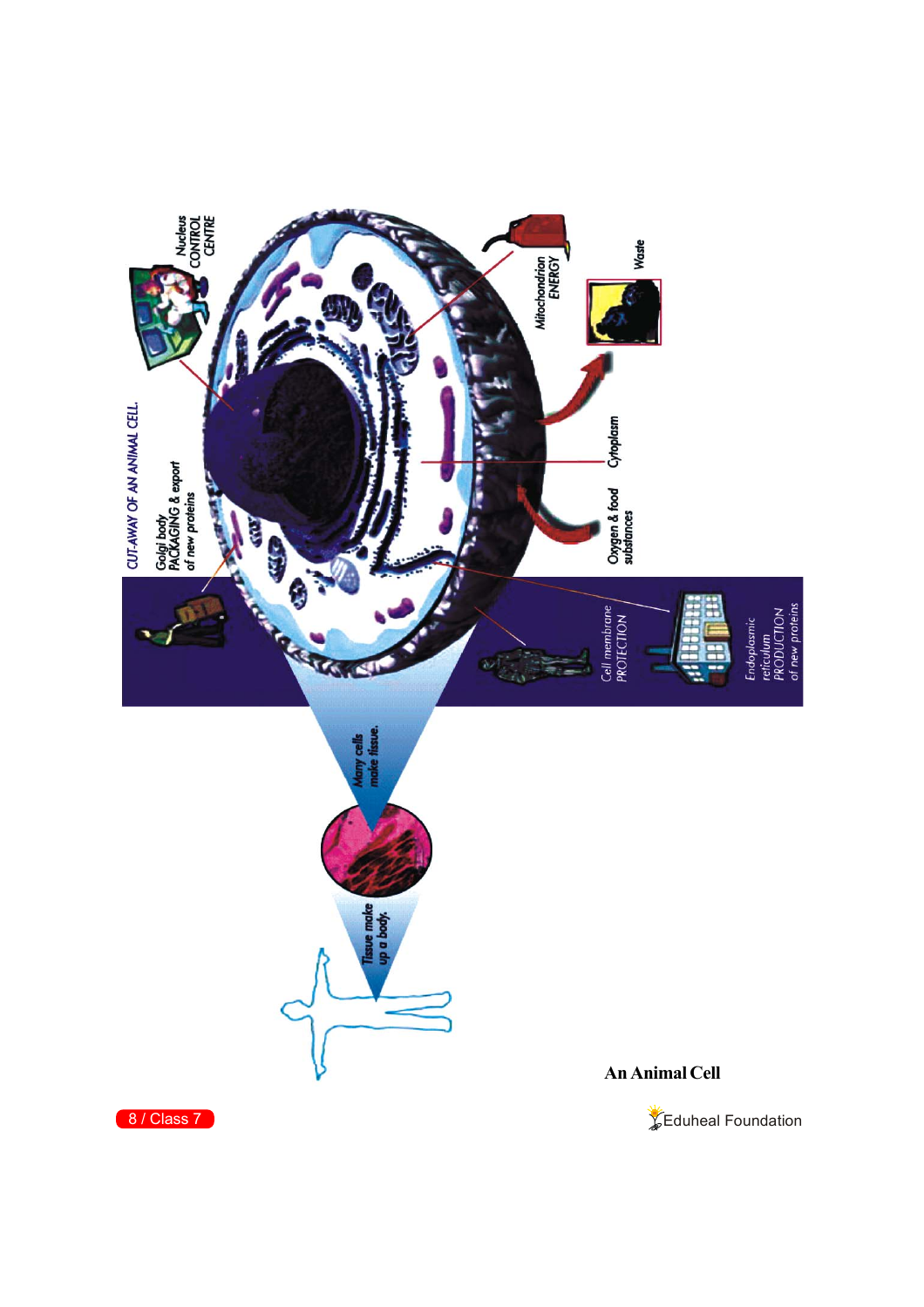CUT-AWAY OF AN ANIMAL CELL.

Nucleus CONTROL CENTRE

Golgi body PACKAGING & export of new proteins

Mitochondrion ENERGY

Waste

Cytoplasm

Oxygen & food substances

Cell membrane PROTECTION

Endoplasmic reticulum PRODUCTION of new proteins

Many cells make tissue.

Tissue make up a body.

**An Animal Cell**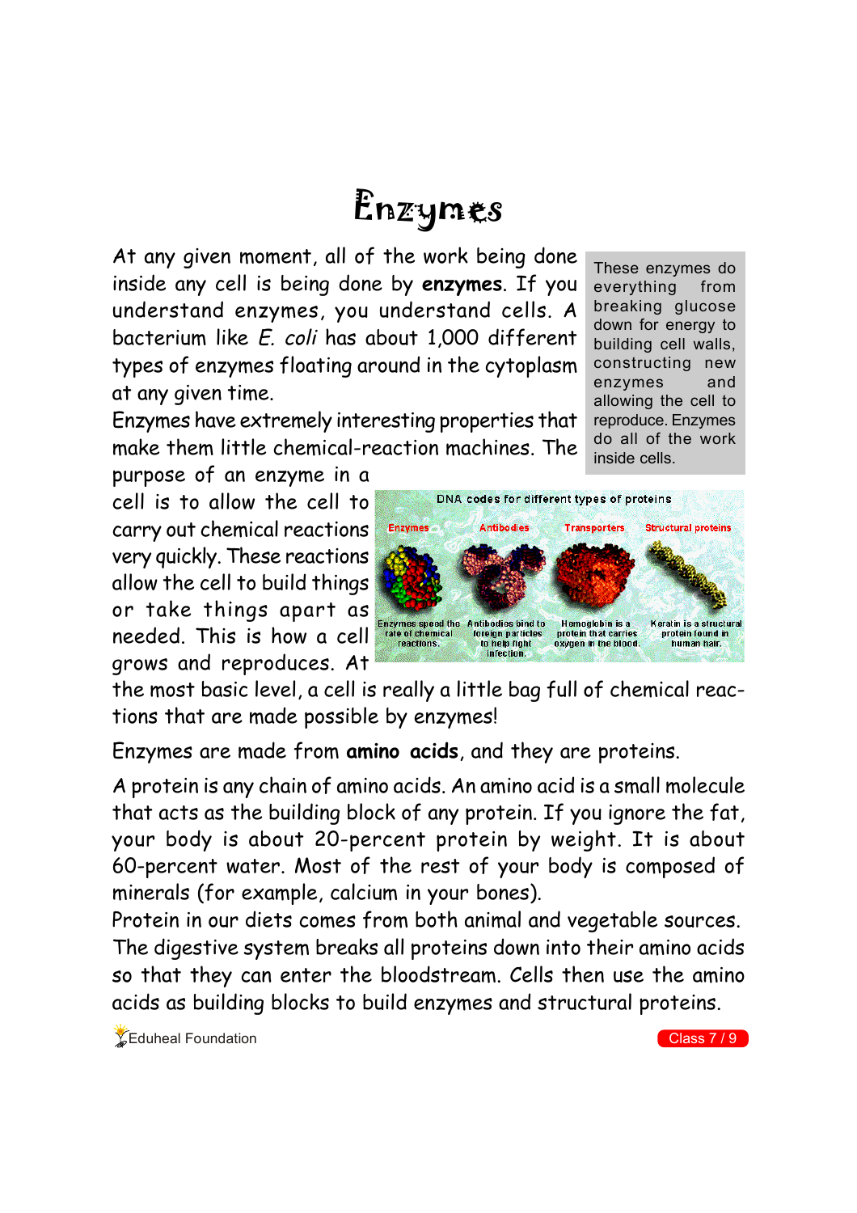# Enzymes

At any given moment, all of the work being done inside any cell is being done by **enzymes**. If you understand enzymes, you understand cells. A bacterium like *E. coli* has about 1,000 different types of enzymes floating around in the cytoplasm at any given time.

These enzymes do everything from breaking glucose down for energy to building cell walls, constructing new enzymes and allowing the cell to reproduce. Enzymes do all of the work inside cells.

Enzymes have extremely interesting properties that make them little chemical-reaction machines. The purpose of an enzyme in a cell is to allow the cell to carry out chemical reactions very quickly. These reactions allow the cell to build things or take things apart as needed. This is how a cell grows and reproduces. At the most basic level, a cell is really a little bag full of chemical reactions that are made possible by enzymes!

DNA codes for different types of proteins

Enzymes — Enzymes speed the rate of chemical reactions.

Antibodies — Antibodies bind to foreign particles to help fight infection.

Transporters — Hemoglobin is a protein that carries oxygen in the blood.

Structural proteins — Keratin is a structural protein found in human hair.

Enzymes are made from **amino acids**, and they are proteins.

A protein is any chain of amino acids. An amino acid is a small molecule that acts as the building block of any protein. If you ignore the fat, your body is about 20-percent protein by weight. It is about 60-percent water. Most of the rest of your body is composed of minerals (for example, calcium in your bones).

Protein in our diets comes from both animal and vegetable sources. The digestive system breaks all proteins down into their amino acids so that they can enter the bloodstream. Cells then use the amino acids as building blocks to build enzymes and structural proteins.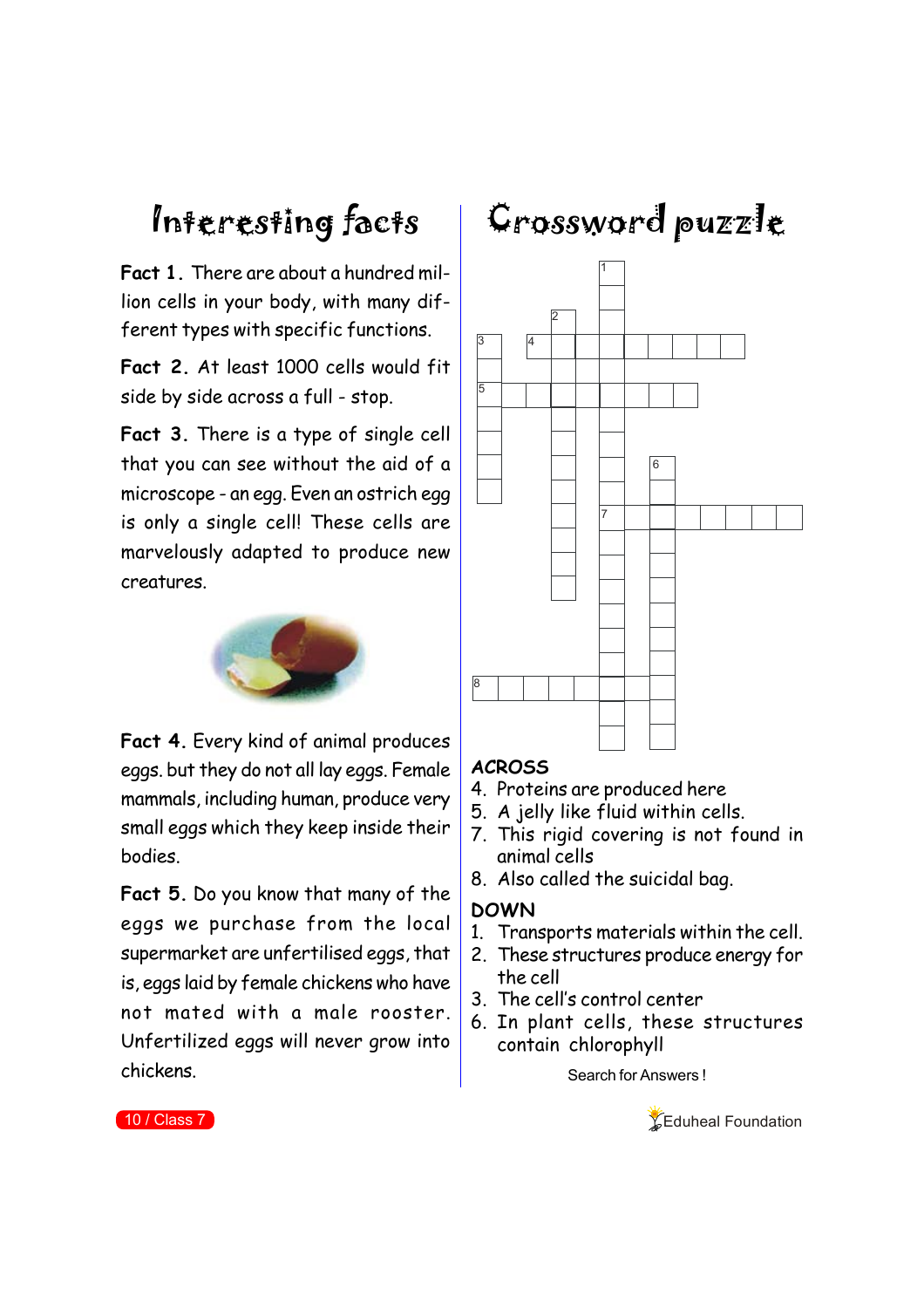## Interesting facts

**Fact 1.** There are about a hundred million cells in your body, with many different types with specific functions.

**Fact 2.** At least 1000 cells would fit side by side across a full - stop.

**Fact 3.** There is a type of single cell that you can see without the aid of a microscope - an egg. Even an ostrich egg is only a single cell! These cells are marvelously adapted to produce new creatures.

**Fact 4.** Every kind of animal produces eggs. but they do not all lay eggs. Female mammals, including human, produce very small eggs which they keep inside their bodies.

**Fact 5.** Do you know that many of the eggs we purchase from the local supermarket are unfertilised eggs, that is, eggs laid by female chickens who have not mated with a male rooster. Unfertilized eggs will never grow into chickens.

## Crossword puzzle

**ACROSS**

4. Proteins are produced here
5. A jelly like fluid within cells.
7. This rigid covering is not found in animal cells
8. Also called the suicidal bag.

**DOWN**

1. Transports materials within the cell.
2. These structures produce energy for the cell
3. The cell's control center
6. In plant cells, these structures contain chlorophyll

Search for Answers !